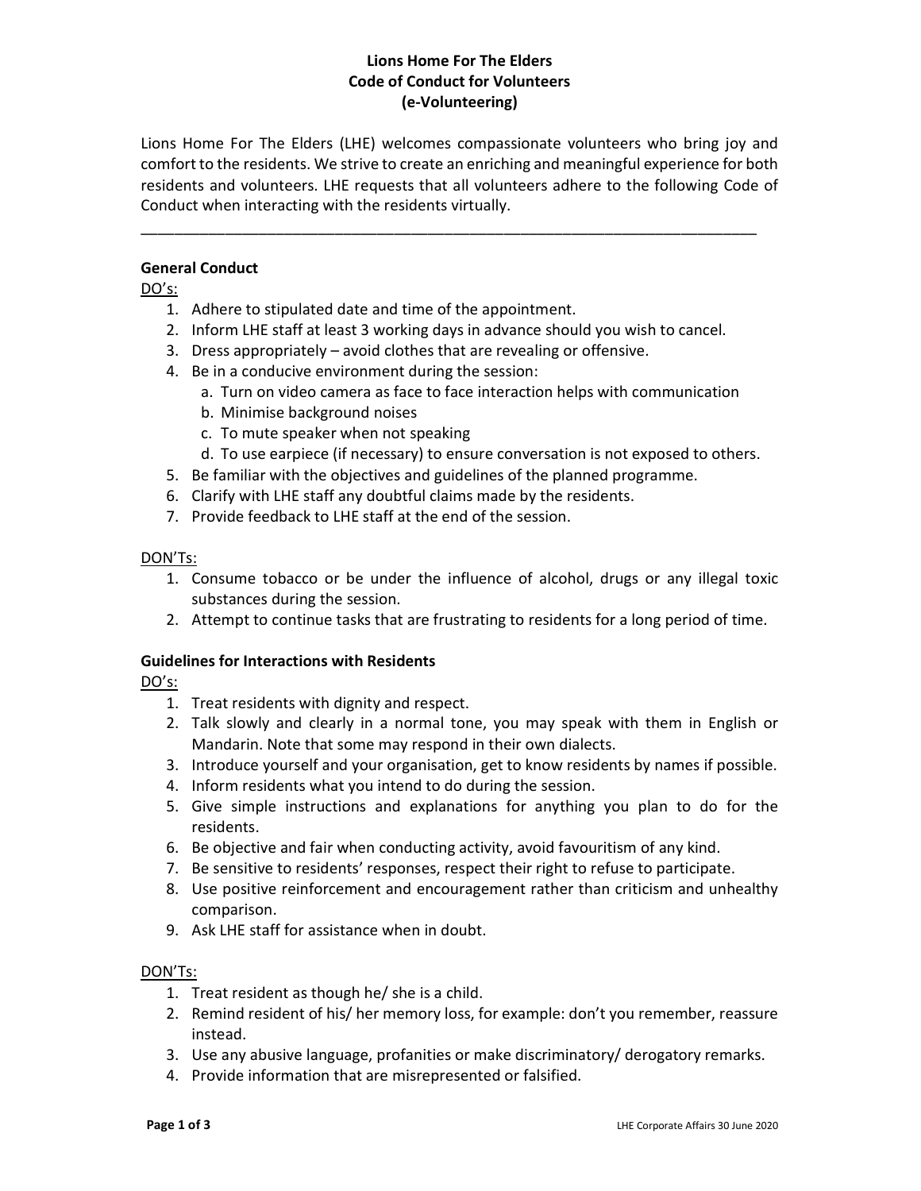# Lions Home For The Elders
## Code of Conduct for Volunteers
## (e-Volunteering)

Lions Home For The Elders (LHE) welcomes compassionate volunteers who bring joy and comfort to the residents. We strive to create an enriching and meaningful experience for both residents and volunteers. LHE requests that all volunteers adhere to the following Code of Conduct when interacting with the residents virtually.

---

### General Conduct

DO's:

1. Adhere to stipulated date and time of the appointment.
2. Inform LHE staff at least 3 working days in advance should you wish to cancel.
3. Dress appropriately – avoid clothes that are revealing or offensive.
4. Be in a conducive environment during the session:
   a. Turn on video camera as face to face interaction helps with communication
   b. Minimise background noises
   c. To mute speaker when not speaking
   d. To use earpiece (if necessary) to ensure conversation is not exposed to others.
5. Be familiar with the objectives and guidelines of the planned programme.
6. Clarify with LHE staff any doubtful claims made by the residents.
7. Provide feedback to LHE staff at the end of the session.

DON'Ts:

1. Consume tobacco or be under the influence of alcohol, drugs or any illegal toxic substances during the session.
2. Attempt to continue tasks that are frustrating to residents for a long period of time.

### Guidelines for Interactions with Residents

DO's:

1. Treat residents with dignity and respect.
2. Talk slowly and clearly in a normal tone, you may speak with them in English or Mandarin. Note that some may respond in their own dialects.
3. Introduce yourself and your organisation, get to know residents by names if possible.
4. Inform residents what you intend to do during the session.
5. Give simple instructions and explanations for anything you plan to do for the residents.
6. Be objective and fair when conducting activity, avoid favouritism of any kind.
7. Be sensitive to residents' responses, respect their right to refuse to participate.
8. Use positive reinforcement and encouragement rather than criticism and unhealthy comparison.
9. Ask LHE staff for assistance when in doubt.

DON'Ts:

1. Treat resident as though he/ she is a child.
2. Remind resident of his/ her memory loss, for example: don't you remember, reassure instead.
3. Use any abusive language, profanities or make discriminatory/ derogatory remarks.
4. Provide information that are misrepresented or falsified.

LHE Corporate Affairs 30 June 2020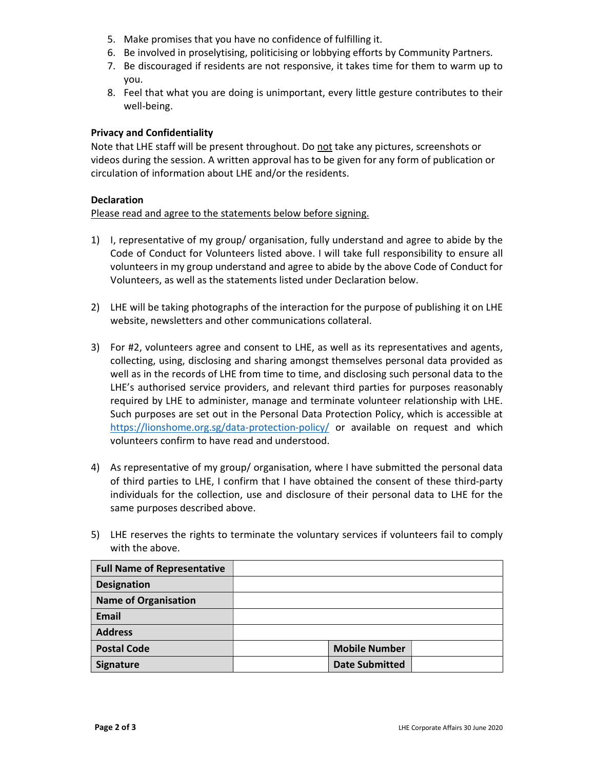5. Make promises that you have no confidence of fulfilling it.
6. Be involved in proselytising, politicising or lobbying efforts by Community Partners.
7. Be discouraged if residents are not responsive, it takes time for them to warm up to you.
8. Feel that what you are doing is unimportant, every little gesture contributes to their well-being.

**Privacy and Confidentiality**

Note that LHE staff will be present throughout. Do not take any pictures, screenshots or videos during the session. A written approval has to be given for any form of publication or circulation of information about LHE and/or the residents.

**Declaration**

Please read and agree to the statements below before signing.

1) I, representative of my group/ organisation, fully understand and agree to abide by the Code of Conduct for Volunteers listed above. I will take full responsibility to ensure all volunteers in my group understand and agree to abide by the above Code of Conduct for Volunteers, as well as the statements listed under Declaration below.

2) LHE will be taking photographs of the interaction for the purpose of publishing it on LHE website, newsletters and other communications collateral.

3) For #2, volunteers agree and consent to LHE, as well as its representatives and agents, collecting, using, disclosing and sharing amongst themselves personal data provided as well as in the records of LHE from time to time, and disclosing such personal data to the LHE's authorised service providers, and relevant third parties for purposes reasonably required by LHE to administer, manage and terminate volunteer relationship with LHE. Such purposes are set out in the Personal Data Protection Policy, which is accessible at https://lionshome.org.sg/data-protection-policy/ or available on request and which volunteers confirm to have read and understood.

4) As representative of my group/ organisation, where I have submitted the personal data of third parties to LHE, I confirm that I have obtained the consent of these third-party individuals for the collection, use and disclosure of their personal data to LHE for the same purposes described above.

5) LHE reserves the rights to terminate the voluntary services if volunteers fail to comply with the above.

| **Full Name of Representative** | | | |
|---|---|---|---|
| **Designation** | | | |
| **Name of Organisation** | | | |
| **Email** | | | |
| **Address** | | | |
| **Postal Code** | | **Mobile Number** | |
| **Signature** | | **Date Submitted** | |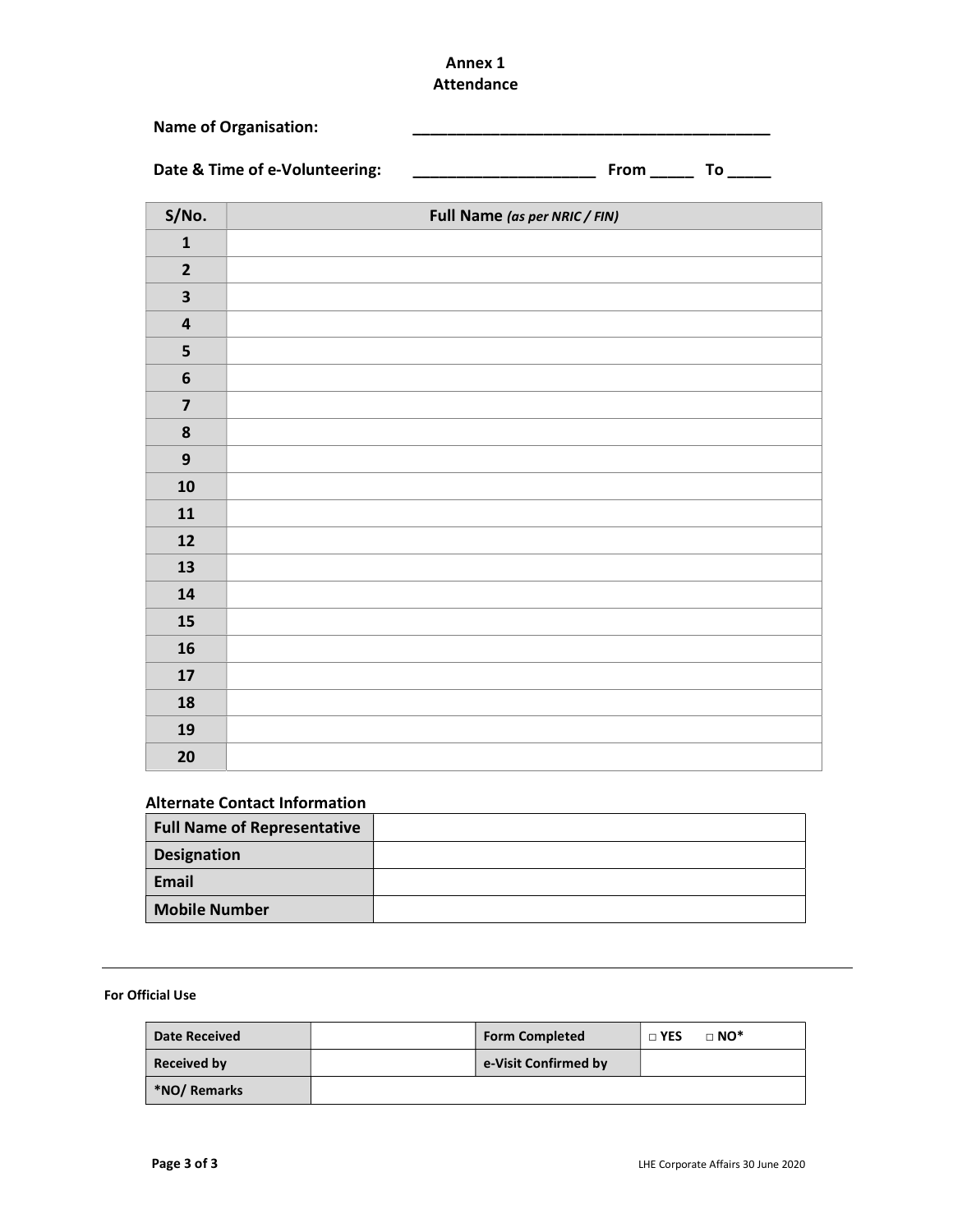**Annex 1**
**Attendance**

**Name of Organisation:** ________________________________________

**Date & Time of e-Volunteering:** ____________________ **From** _____ **To** _____

| S/No. | Full Name *(as per NRIC / FIN)* |
|---|---|
| 1 | |
| 2 | |
| 3 | |
| 4 | |
| 5 | |
| 6 | |
| 7 | |
| 8 | |
| 9 | |
| 10 | |
| 11 | |
| 12 | |
| 13 | |
| 14 | |
| 15 | |
| 16 | |
| 17 | |
| 18 | |
| 19 | |
| 20 | |

**Alternate Contact Information**

| | |
|---|---|
| **Full Name of Representative** | |
| **Designation** | |
| **Email** | |
| **Mobile Number** | |

---

**For Official Use**

| | | | |
|---|---|---|---|
| **Date Received** | | **Form Completed** | □ **YES** □ **NO*** |
| **Received by** | | **e-Visit Confirmed by** | |
| ***NO/ Remarks** | | | |

LHE Corporate Affairs 30 June 2020